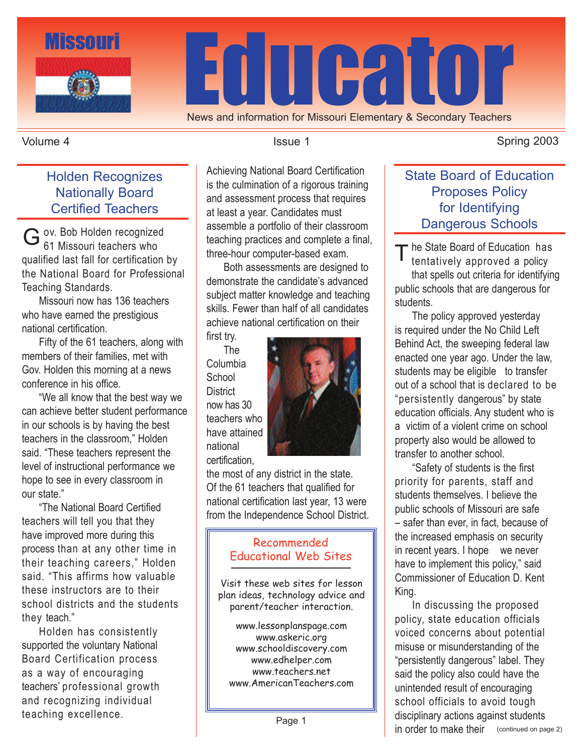# Missouri Educator

News and information for Missouri Elementary & Secondary Teachers

Volume 4 Issue 1 Spring 2003

## Holden Recognizes Nationally Board Certified Teachers

Gov. Bob Holden recognized 61 Missouri teachers who qualified last fall for certification by the National Board for Professional Teaching Standards.

Missouri now has 136 teachers who have earned the prestigious national certification.

Fifty of the 61 teachers, along with members of their families, met with Gov. Holden this morning at a news conference in his office.

"We all know that the best way we can achieve better student performance in our schools is by having the best teachers in the classroom," Holden said. "These teachers represent the level of instructional performance we hope to see in every classroom in our state."

"The National Board Certified teachers will tell you that they have improved more during this process than at any other time in their teaching careers," Holden said. "This affirms how valuable these instructors are to their school districts and the students they teach."

Holden has consistently supported the voluntary National Board Certification process as a way of encouraging teachers' professional growth and recognizing individual teaching excellence.

Achieving National Board Certification is the culmination of a rigorous training and assessment process that requires at least a year. Candidates must assemble a portfolio of their classroom teaching practices and complete a final, three-hour computer-based exam.

Both assessments are designed to demonstrate the candidate's advanced subject matter knowledge and teaching skills. Fewer than half of all candidates achieve national certification on their first try.

The Columbia School District now has 30 teachers who have attained national certification, the most of any district in the state. Of the 61 teachers that qualified for national certification last year, 13 were from the Independence School District.

### Recommended Educational Web Sites

Visit these web sites for lesson plan ideas, technology advice and parent/teacher interaction.

www.lessonplanspage.com
www.askeric.org
www.schooldiscovery.com
www.edhelper.com
www.teachers.net
www.AmericanTeachers.com

## State Board of Education Proposes Policy for Identifying Dangerous Schools

The State Board of Education has tentatively approved a policy that spells out criteria for identifying public schools that are dangerous for students.

The policy approved yesterday is required under the No Child Left Behind Act, the sweeping federal law enacted one year ago. Under the law, students may be eligible to transfer out of a school that is declared to be "persistently dangerous" by state education officials. Any student who is a victim of a violent crime on school property also would be allowed to transfer to another school.

"Safety of students is the first priority for parents, staff and students themselves. I believe the public schools of Missouri are safe – safer than ever, in fact, because of the increased emphasis on security in recent years. I hope we never have to implement this policy," said Commissioner of Education D. Kent King.

In discussing the proposed policy, state education officials voiced concerns about potential misuse or misunderstanding of the "persistently dangerous" label. They said the policy also could have the unintended result of encouraging school officials to avoid tough disciplinary actions against students in order to make their (continued on page 2)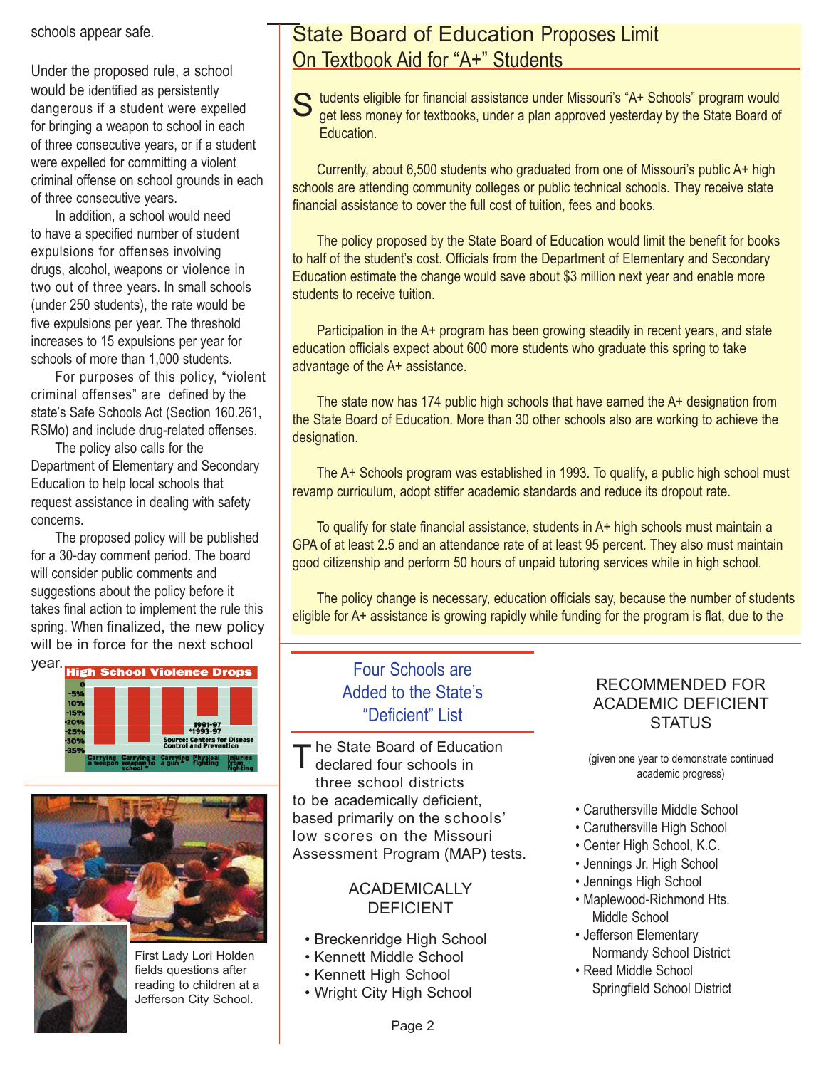schools appear safe.

Under the proposed rule, a school would be identified as persistently dangerous if a student were expelled for bringing a weapon to school in each of three consecutive years, or if a student were expelled for committing a violent criminal offense on school grounds in each of three consecutive years.

In addition, a school would need to have a specified number of student expulsions for offenses involving drugs, alcohol, weapons or violence in two out of three years. In small schools (under 250 students), the rate would be five expulsions per year. The threshold increases to 15 expulsions per year for schools of more than 1,000 students.

For purposes of this policy, "violent criminal offenses" are defined by the state's Safe Schools Act (Section 160.261, RSMo) and include drug-related offenses.

The policy also calls for the Department of Elementary and Secondary Education to help local schools that request assistance in dealing with safety concerns.

The proposed policy will be published for a 30-day comment period. The board will consider public comments and suggestions about the policy before it takes final action to implement the rule this spring. When finalized, the new policy will be in force for the next school year.

**High School Violence Drops**

Carrying a weapon; Carrying a weapon to school *; Carrying a gun *; Physical fighting; Injuries from fighting

1991-97
*1993-97

Source: Centers for Disease Control and Prevention

First Lady Lori Holden fields questions after reading to children at a Jefferson City School.

## State Board of Education Proposes Limit On Textbook Aid for "A+" Students

Students eligible for financial assistance under Missouri's "A+ Schools" program would get less money for textbooks, under a plan approved yesterday by the State Board of Education.

Currently, about 6,500 students who graduated from one of Missouri's public A+ high schools are attending community colleges or public technical schools. They receive state financial assistance to cover the full cost of tuition, fees and books.

The policy proposed by the State Board of Education would limit the benefit for books to half of the student's cost. Officials from the Department of Elementary and Secondary Education estimate the change would save about $3 million next year and enable more students to receive tuition.

Participation in the A+ program has been growing steadily in recent years, and state education officials expect about 600 more students who graduate this spring to take advantage of the A+ assistance.

The state now has 174 public high schools that have earned the A+ designation from the State Board of Education. More than 30 other schools also are working to achieve the designation.

The A+ Schools program was established in 1993. To qualify, a public high school must revamp curriculum, adopt stiffer academic standards and reduce its dropout rate.

To qualify for state financial assistance, students in A+ high schools must maintain a GPA of at least 2.5 and an attendance rate of at least 95 percent. They also must maintain good citizenship and perform 50 hours of unpaid tutoring services while in high school.

The policy change is necessary, education officials say, because the number of students eligible for A+ assistance is growing rapidly while funding for the program is flat, due to the

## Four Schools are Added to the State's "Deficient" List

The State Board of Education declared four schools in three school districts to be academically deficient, based primarily on the schools' low scores on the Missouri Assessment Program (MAP) tests.

### ACADEMICALLY DEFICIENT

- Breckenridge High School
- Kennett Middle School
- Kennett High School
- Wright City High School

### RECOMMENDED FOR ACADEMIC DEFICIENT STATUS

(given one year to demonstrate continued academic progress)

- Caruthersville Middle School
- Caruthersville High School
- Center High School, K.C.
- Jennings Jr. High School
- Jennings High School
- Maplewood-Richmond Hts. Middle School
- Jefferson Elementary Normandy School District
- Reed Middle School Springfield School District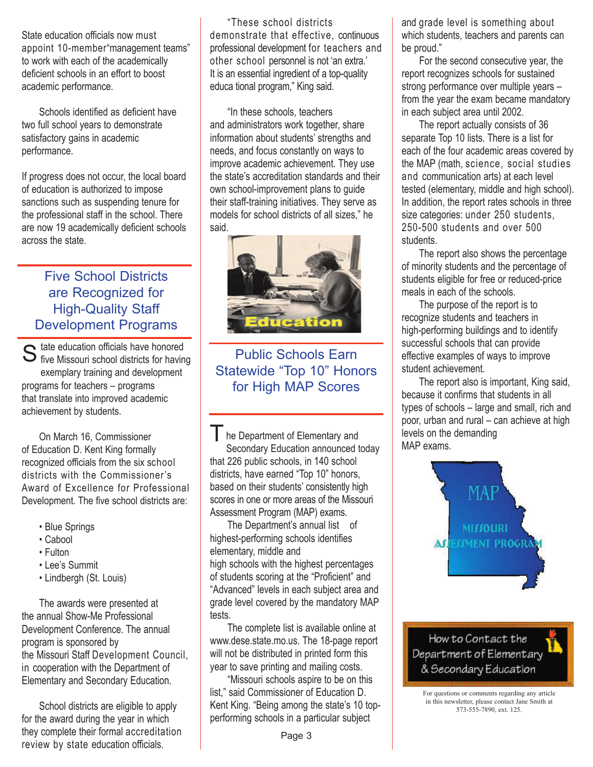State education officials now must appoint 10-member"management teams" to work with each of the academically deficient schools in an effort to boost academic performance.

Schools identified as deficient have two full school years to demonstrate satisfactory gains in academic performance.

If progress does not occur, the local board of education is authorized to impose sanctions such as suspending tenure for the professional staff in the school. There are now 19 academically deficient schools across the state.

## Five School Districts are Recognized for High-Quality Staff Development Programs

State education officials have honored five Missouri school districts for having exemplary training and development programs for teachers – programs that translate into improved academic achievement by students.

On March 16, Commissioner of Education D. Kent King formally recognized officials from the six school districts with the Commissioner's Award of Excellence for Professional Development. The five school districts are:

- Blue Springs
- Cabool
- Fulton
- Lee's Summit
- Lindbergh (St. Louis)

The awards were presented at the annual Show-Me Professional Development Conference. The annual program is sponsored by the Missouri Staff Development Council, in cooperation with the Department of Elementary and Secondary Education.

School districts are eligible to apply for the award during the year in which they complete their formal accreditation review by state education officials.

"These school districts demonstrate that effective, continuous professional development for teachers and other school personnel is not 'an extra.' It is an essential ingredient of a top-quality educa tional program," King said.

"In these schools, teachers and administrators work together, share information about students' strengths and needs, and focus constantly on ways to improve academic achievement. They use the state's accreditation standards and their own school-improvement plans to guide their staff-training initiatives. They serve as models for school districts of all sizes," he said.

## Public Schools Earn Statewide "Top 10" Honors for High MAP Scores

The Department of Elementary and Secondary Education announced today that 226 public schools, in 140 school districts, have earned "Top 10" honors, based on their students' consistently high scores in one or more areas of the Missouri Assessment Program (MAP) exams.

The Department's annual list of highest-performing schools identifies elementary, middle and high schools with the highest percentages of students scoring at the "Proficient" and "Advanced" levels in each subject area and grade level covered by the mandatory MAP tests.

The complete list is available online at www.dese.state.mo.us. The 18-page report will not be distributed in printed form this year to save printing and mailing costs.

"Missouri schools aspire to be on this list," said Commissioner of Education D. Kent King. "Being among the state's 10 top-performing schools in a particular subject and grade level is something about which students, teachers and parents can be proud."

For the second consecutive year, the report recognizes schools for sustained strong performance over multiple years – from the year the exam became mandatory in each subject area until 2002.

The report actually consists of 36 separate Top 10 lists. There is a list for each of the four academic areas covered by the MAP (math, science, social studies and communication arts) at each level tested (elementary, middle and high school). In addition, the report rates schools in three size categories: under 250 students, 250-500 students and over 500 students.

The report also shows the percentage of minority students and the percentage of students eligible for free or reduced-price meals in each of the schools.

The purpose of the report is to recognize students and teachers in high-performing buildings and to identify successful schools that can provide effective examples of ways to improve student achievement.

The report also is important, King said, because it confirms that students in all types of schools – large and small, rich and poor, urban and rural – can achieve at high levels on the demanding MAP exams.

How to Contact the Department of Elementary & Secondary Education

For questions or comments regarding any article in this newsletter, please contact Jane Smith at 573-555-7890, ext. 125.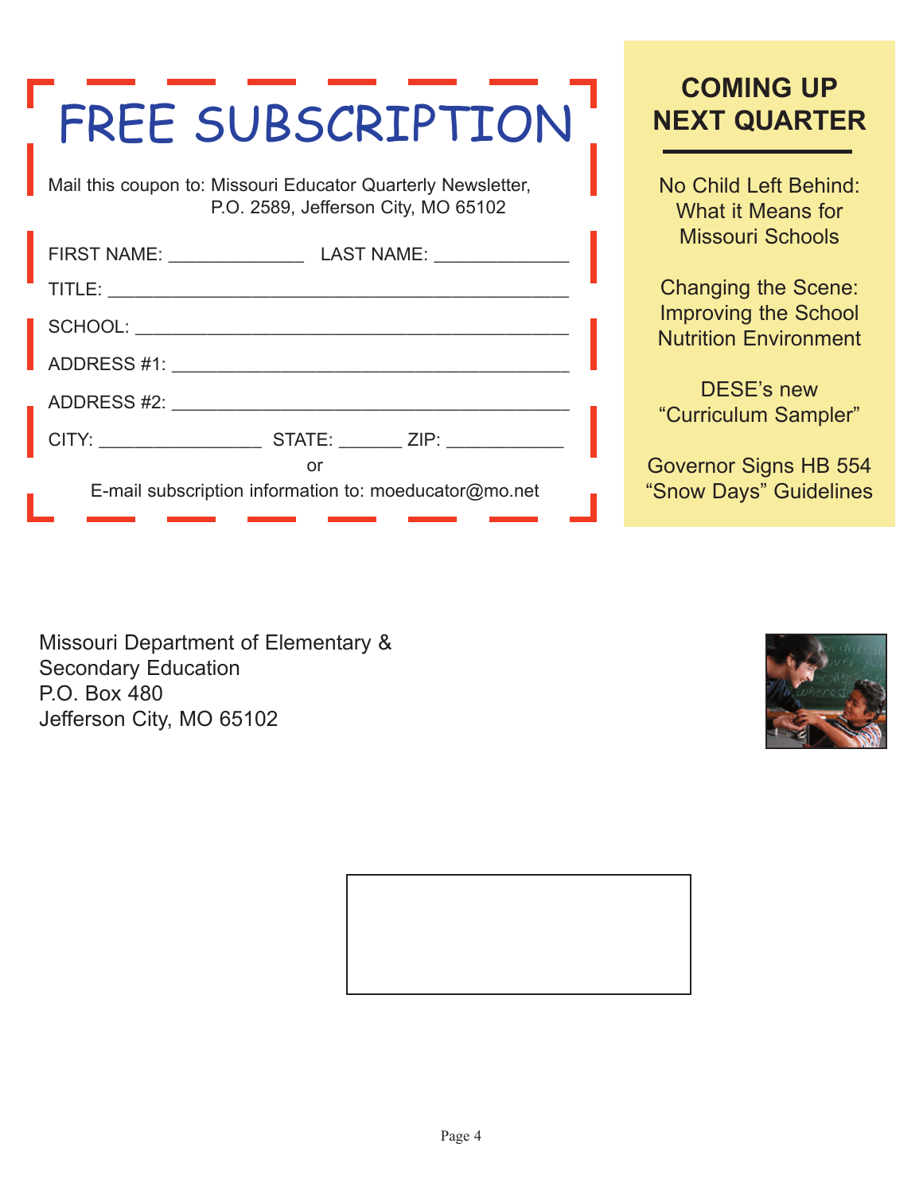# FREE SUBSCRIPTION

Mail this coupon to: Missouri Educator Quarterly Newsletter,
P.O. 2589, Jefferson City, MO 65102

FIRST NAME: _____________ LAST NAME: _____________

TITLE: ______________________________________________

SCHOOL: ____________________________________________

ADDRESS #1: _________________________________________

ADDRESS #2: _________________________________________

CITY: ________________ STATE: ______ ZIP: ___________

or

E-mail subscription information to: moeducator@mo.net

## COMING UP NEXT QUARTER

No Child Left Behind: What it Means for Missouri Schools

Changing the Scene: Improving the School Nutrition Environment

DESE's new "Curriculum Sampler"

Governor Signs HB 554 "Snow Days" Guidelines

Missouri Department of Elementary &
Secondary Education
P.O. Box 480
Jefferson City, MO 65102